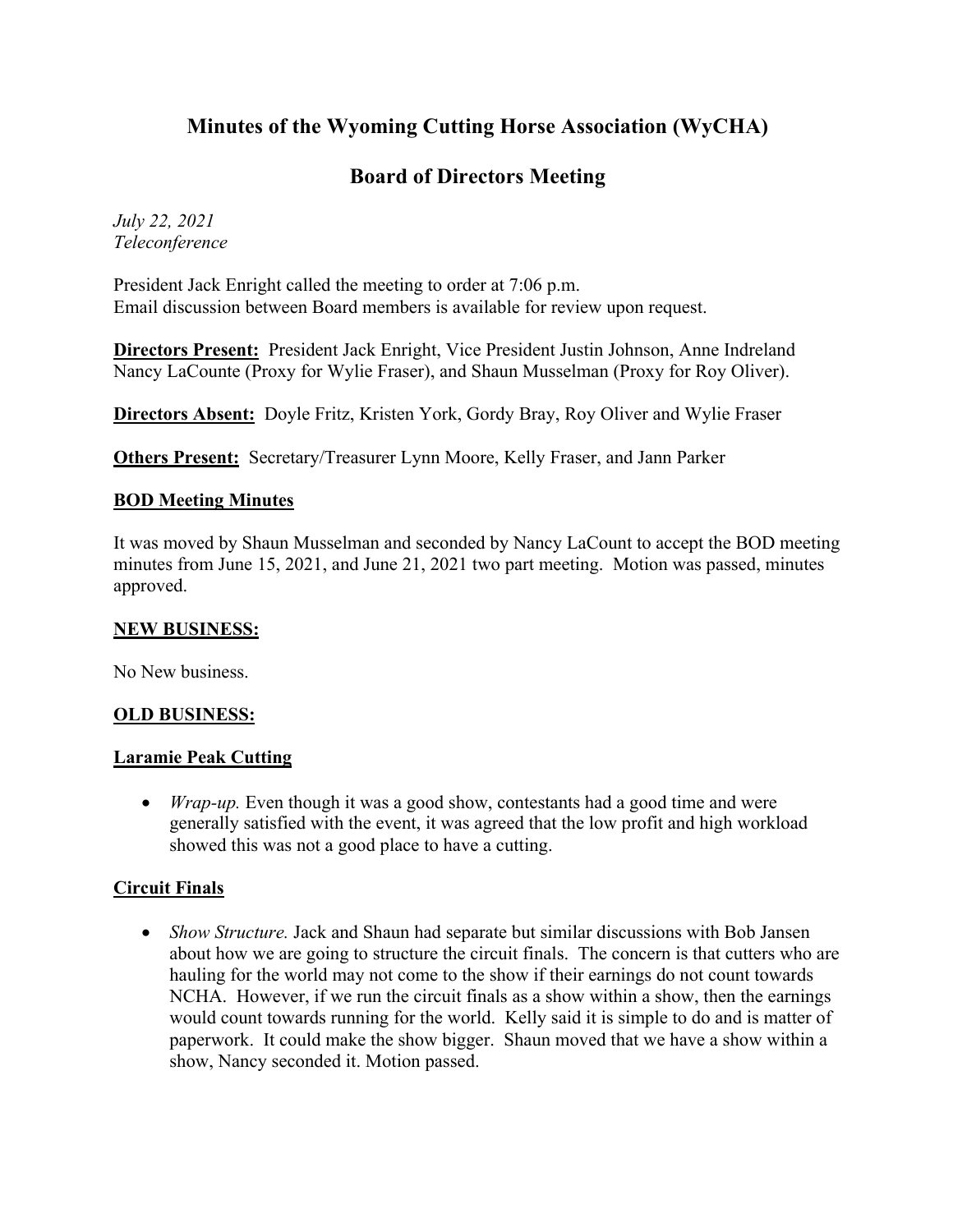# Minutes of the Wyoming Cutting Horse Association (WyCHA)

## Board of Directors Meeting

*July 22, 2021*
*Teleconference*

President Jack Enright called the meeting to order at 7:06 p.m.
Email discussion between Board members is available for review upon request.

**Directors Present:** President Jack Enright, Vice President Justin Johnson, Anne Indreland Nancy LaCounte (Proxy for Wylie Fraser), and Shaun Musselman (Proxy for Roy Oliver).

**Directors Absent:** Doyle Fritz, Kristen York, Gordy Bray, Roy Oliver and Wylie Fraser

**Others Present:** Secretary/Treasurer Lynn Moore, Kelly Fraser, and Jann Parker

**BOD Meeting Minutes**

It was moved by Shaun Musselman and seconded by Nancy LaCount to accept the BOD meeting minutes from June 15, 2021, and June 21, 2021 two part meeting. Motion was passed, minutes approved.

**NEW BUSINESS:**

No New business.

**OLD BUSINESS:**

**Laramie Peak Cutting**

- *Wrap-up.* Even though it was a good show, contestants had a good time and were generally satisfied with the event, it was agreed that the low profit and high workload showed this was not a good place to have a cutting.

**Circuit Finals**

- *Show Structure.* Jack and Shaun had separate but similar discussions with Bob Jansen about how we are going to structure the circuit finals. The concern is that cutters who are hauling for the world may not come to the show if their earnings do not count towards NCHA. However, if we run the circuit finals as a show within a show, then the earnings would count towards running for the world. Kelly said it is simple to do and is matter of paperwork. It could make the show bigger. Shaun moved that we have a show within a show, Nancy seconded it. Motion passed.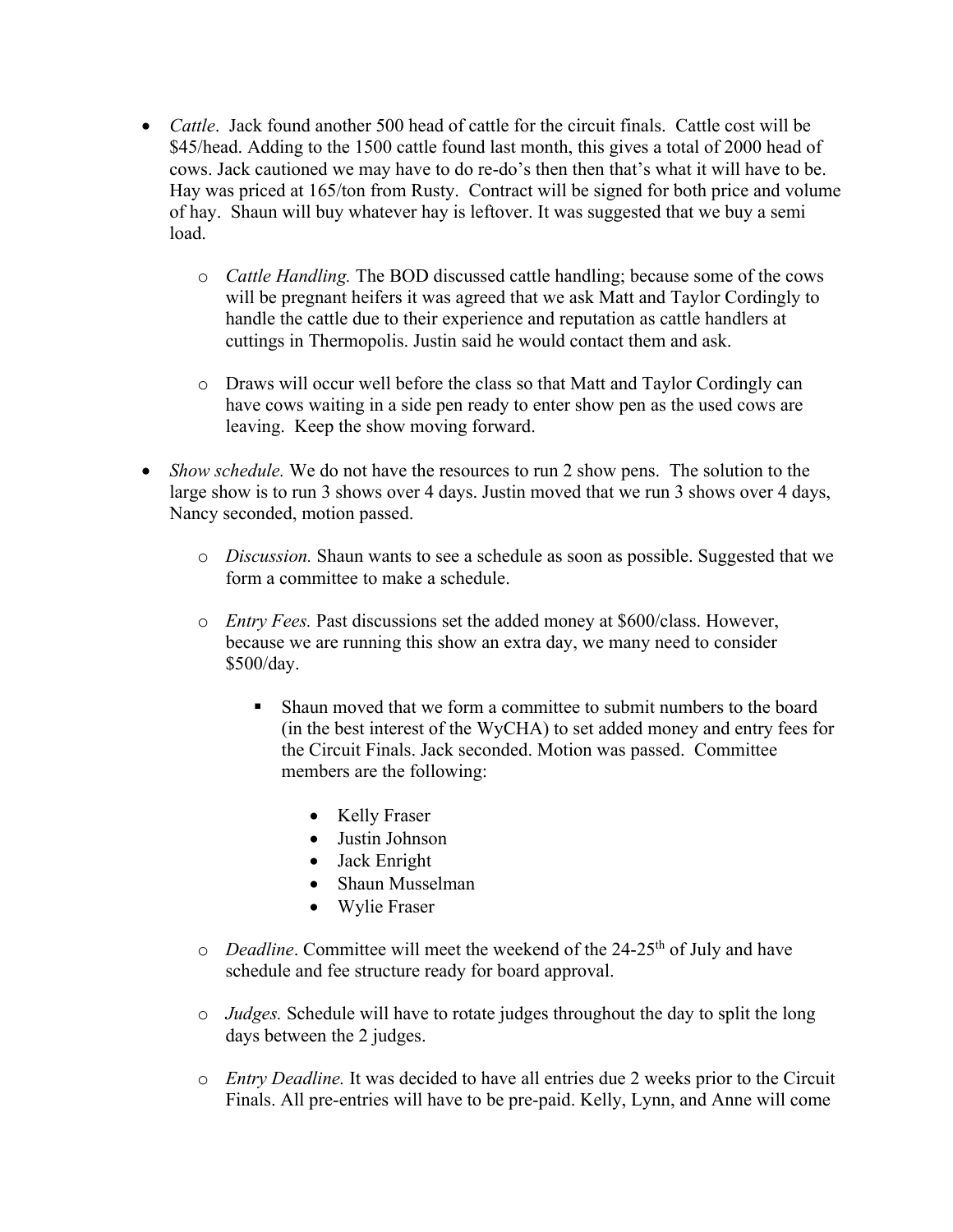- *Cattle*. Jack found another 500 head of cattle for the circuit finals. Cattle cost will be $45/head. Adding to the 1500 cattle found last month, this gives a total of 2000 head of cows. Jack cautioned we may have to do re-do's then then that's what it will have to be. Hay was priced at 165/ton from Rusty. Contract will be signed for both price and volume of hay. Shaun will buy whatever hay is leftover. It was suggested that we buy a semi load.

    - *Cattle Handling.* The BOD discussed cattle handling; because some of the cows will be pregnant heifers it was agreed that we ask Matt and Taylor Cordingly to handle the cattle due to their experience and reputation as cattle handlers at cuttings in Thermopolis. Justin said he would contact them and ask.

    - Draws will occur well before the class so that Matt and Taylor Cordingly can have cows waiting in a side pen ready to enter show pen as the used cows are leaving. Keep the show moving forward.

- *Show schedule.* We do not have the resources to run 2 show pens. The solution to the large show is to run 3 shows over 4 days. Justin moved that we run 3 shows over 4 days, Nancy seconded, motion passed.

    - *Discussion.* Shaun wants to see a schedule as soon as possible. Suggested that we form a committee to make a schedule.

    - *Entry Fees.* Past discussions set the added money at $600/class. However, because we are running this show an extra day, we many need to consider $500/day.

        - Shaun moved that we form a committee to submit numbers to the board (in the best interest of the WyCHA) to set added money and entry fees for the Circuit Finals. Jack seconded. Motion was passed. Committee members are the following:

            - Kelly Fraser
            - Justin Johnson
            - Jack Enright
            - Shaun Musselman
            - Wylie Fraser

    - *Deadline*. Committee will meet the weekend of the 24-25th of July and have schedule and fee structure ready for board approval.

    - *Judges.* Schedule will have to rotate judges throughout the day to split the long days between the 2 judges.

    - *Entry Deadline.* It was decided to have all entries due 2 weeks prior to the Circuit Finals. All pre-entries will have to be pre-paid. Kelly, Lynn, and Anne will come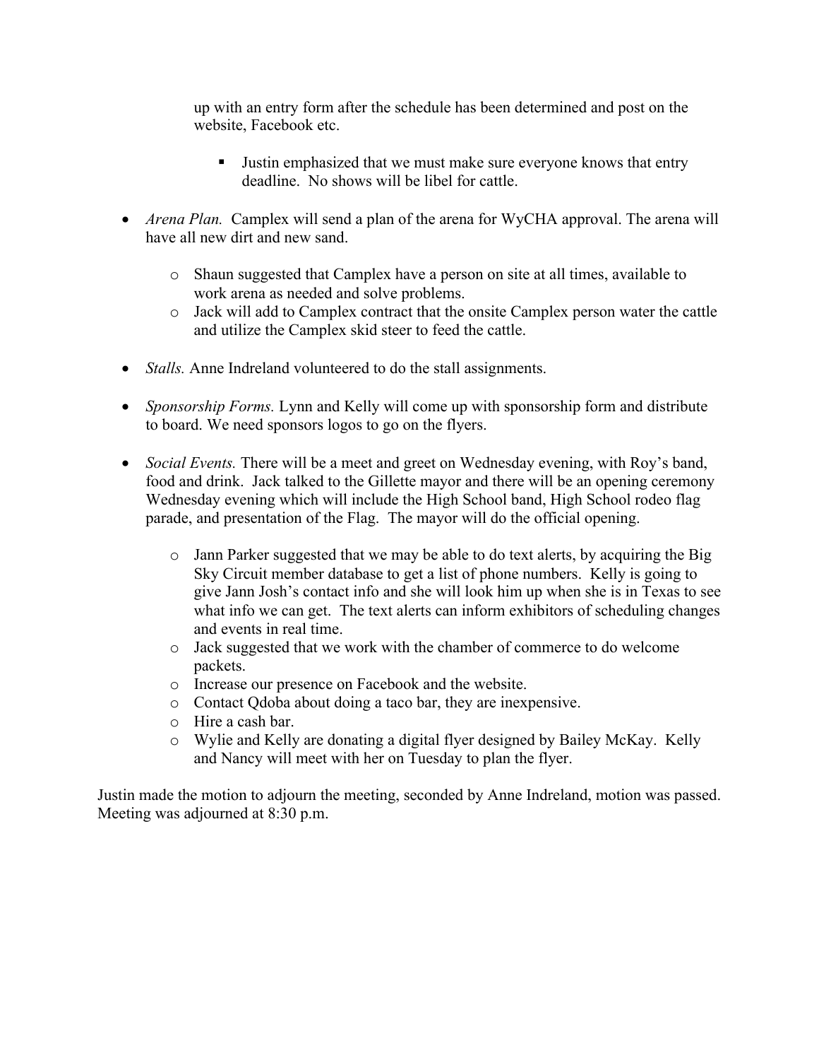up with an entry form after the schedule has been determined and post on the website, Facebook etc.

    - Justin emphasized that we must make sure everyone knows that entry deadline. No shows will be libel for cattle.

- *Arena Plan.* Camplex will send a plan of the arena for WyCHA approval. The arena will have all new dirt and new sand.

    - Shaun suggested that Camplex have a person on site at all times, available to work arena as needed and solve problems.
    - Jack will add to Camplex contract that the onsite Camplex person water the cattle and utilize the Camplex skid steer to feed the cattle.

- *Stalls.* Anne Indreland volunteered to do the stall assignments.

- *Sponsorship Forms.* Lynn and Kelly will come up with sponsorship form and distribute to board. We need sponsors logos to go on the flyers.

- *Social Events.* There will be a meet and greet on Wednesday evening, with Roy's band, food and drink. Jack talked to the Gillette mayor and there will be an opening ceremony Wednesday evening which will include the High School band, High School rodeo flag parade, and presentation of the Flag. The mayor will do the official opening.

    - Jann Parker suggested that we may be able to do text alerts, by acquiring the Big Sky Circuit member database to get a list of phone numbers. Kelly is going to give Jann Josh's contact info and she will look him up when she is in Texas to see what info we can get. The text alerts can inform exhibitors of scheduling changes and events in real time.
    - Jack suggested that we work with the chamber of commerce to do welcome packets.
    - Increase our presence on Facebook and the website.
    - Contact Qdoba about doing a taco bar, they are inexpensive.
    - Hire a cash bar.
    - Wylie and Kelly are donating a digital flyer designed by Bailey McKay. Kelly and Nancy will meet with her on Tuesday to plan the flyer.

Justin made the motion to adjourn the meeting, seconded by Anne Indreland, motion was passed. Meeting was adjourned at 8:30 p.m.